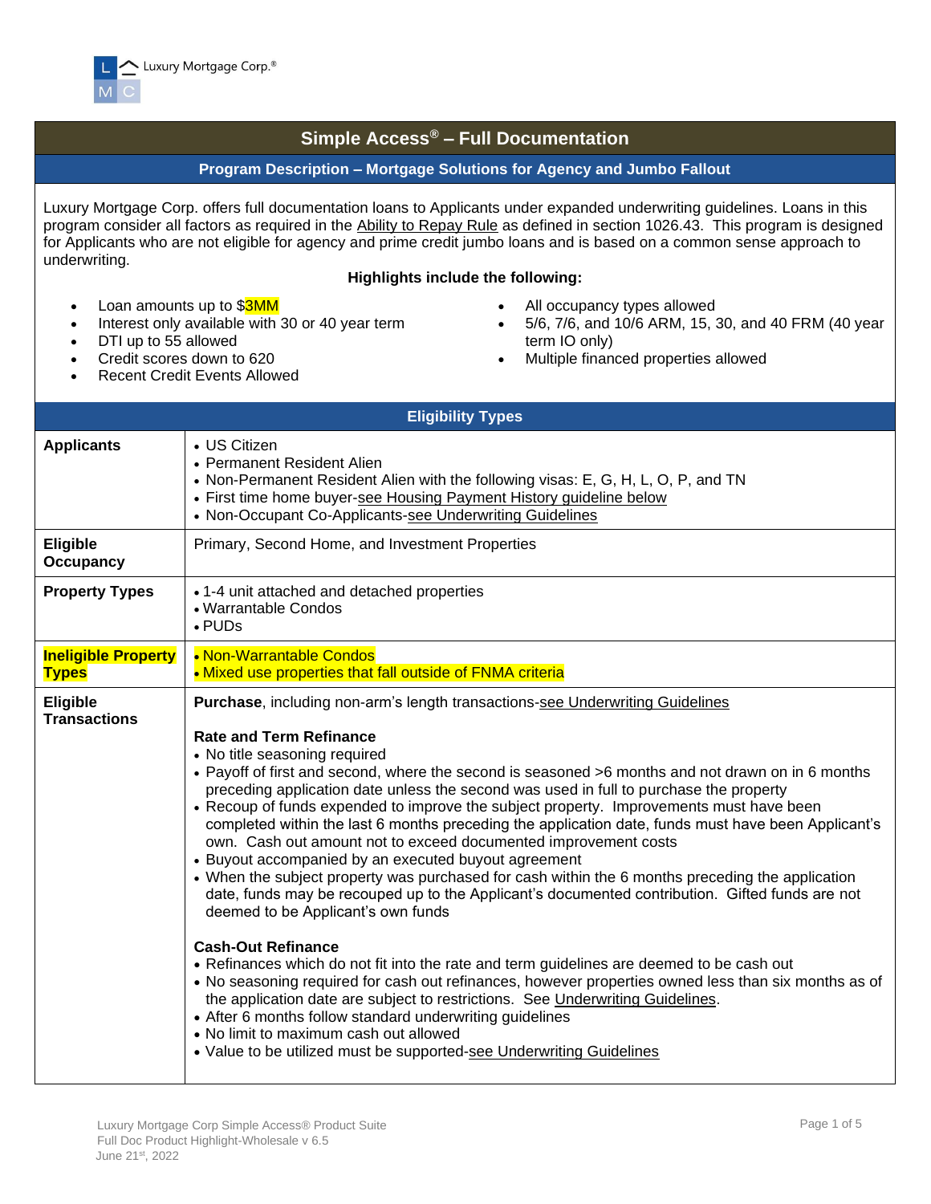Luxury Mortgage Corp.®

# Simple Access® – Full Documentation

## Program Description – Mortgage Solutions for Agency and Jumbo Fallout

Luxury Mortgage Corp. offers full documentation loans to Applicants under expanded underwriting guidelines. Loans in this program consider all factors as required in the Ability to Repay Rule as defined in section 1026.43. This program is designed for Applicants who are not eligible for agency and prime credit jumbo loans and is based on a common sense approach to underwriting.

**Highlights include the following:**

- Loan amounts up to $3MM
- Interest only available with 30 or 40 year term
- DTI up to 55 allowed
- Credit scores down to 620
- Recent Credit Events Allowed
- All occupancy types allowed
- 5/6, 7/6, and 10/6 ARM, 15, 30, and 40 FRM (40 year term IO only)
- Multiple financed properties allowed

## Eligibility Types

| | |
|---|---|
| **Applicants** | • US Citizen<br>• Permanent Resident Alien<br>• Non-Permanent Resident Alien with the following visas: E, G, H, L, O, P, and TN<br>• First time home buyer-see Housing Payment History guideline below<br>• Non-Occupant Co-Applicants-see Underwriting Guidelines |
| **Eligible Occupancy** | Primary, Second Home, and Investment Properties |
| **Property Types** | • 1-4 unit attached and detached properties<br>• Warrantable Condos<br>• PUDs |
| **Ineligible Property Types** | • Non-Warrantable Condos<br>• Mixed use properties that fall outside of FNMA criteria |
| **Eligible Transactions** | **Purchase**, including non-arm's length transactions-see Underwriting Guidelines<br><br>**Rate and Term Refinance**<br>• No title seasoning required<br>• Payoff of first and second, where the second is seasoned >6 months and not drawn on in 6 months preceding application date unless the second was used in full to purchase the property<br>• Recoup of funds expended to improve the subject property. Improvements must have been completed within the last 6 months preceding the application date, funds must have been Applicant's own. Cash out amount not to exceed documented improvement costs<br>• Buyout accompanied by an executed buyout agreement<br>• When the subject property was purchased for cash within the 6 months preceding the application date, funds may be recouped up to the Applicant's documented contribution. Gifted funds are not deemed to be Applicant's own funds<br><br>**Cash-Out Refinance**<br>• Refinances which do not fit into the rate and term guidelines are deemed to be cash out<br>• No seasoning required for cash out refinances, however properties owned less than six months as of the application date are subject to restrictions. See Underwriting Guidelines.<br>• After 6 months follow standard underwriting guidelines<br>• No limit to maximum cash out allowed<br>• Value to be utilized must be supported-see Underwriting Guidelines |

Luxury Mortgage Corp Simple Access® Product Suite
Full Doc Product Highlight-Wholesale v 6.5
June 21st, 2022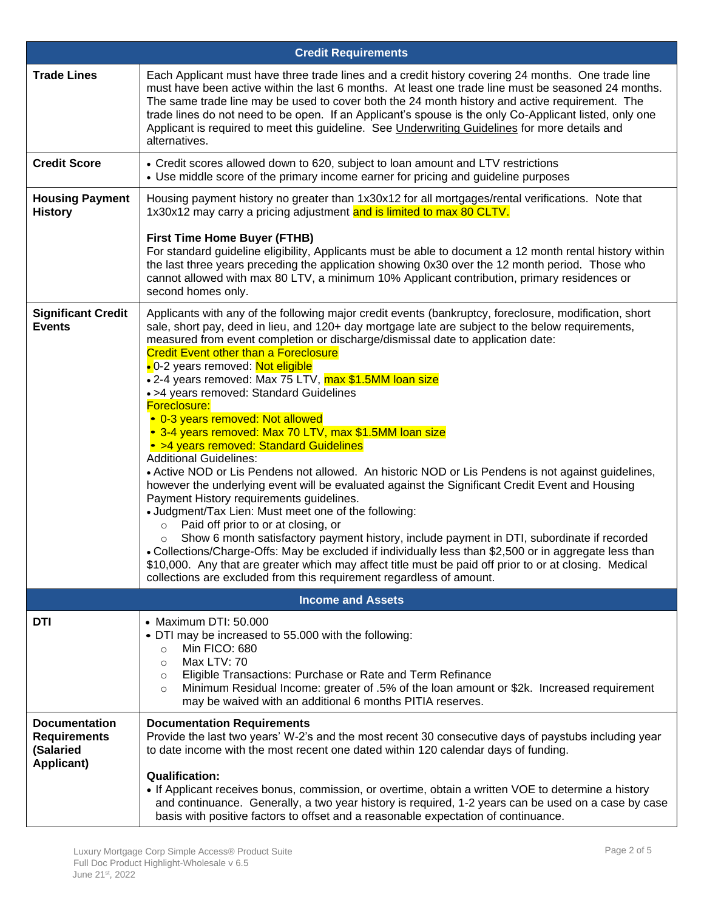| Credit Requirements | |
|---|---|
| **Trade Lines** | Each Applicant must have three trade lines and a credit history covering 24 months. One trade line must have been active within the last 6 months. At least one trade line must be seasoned 24 months. The same trade line may be used to cover both the 24 month history and active requirement. The trade lines do not need to be open. If an Applicant's spouse is the only Co-Applicant listed, only one Applicant is required to meet this guideline. See Underwriting Guidelines for more details and alternatives. |
| **Credit Score** | • Credit scores allowed down to 620, subject to loan amount and LTV restrictions<br>• Use middle score of the primary income earner for pricing and guideline purposes |
| **Housing Payment History** | Housing payment history no greater than 1x30x12 for all mortgages/rental verifications. Note that 1x30x12 may carry a pricing adjustment and is limited to max 80 CLTV.<br><br>**First Time Home Buyer (FTHB)**<br>For standard guideline eligibility, Applicants must be able to document a 12 month rental history within the last three years preceding the application showing 0x30 over the 12 month period. Those who cannot allowed with max 80 LTV, a minimum 10% Applicant contribution, primary residences or second homes only. |
| **Significant Credit Events** | Applicants with any of the following major credit events (bankruptcy, foreclosure, modification, short sale, short pay, deed in lieu, and 120+ day mortgage late are subject to the below requirements, measured from event completion or discharge/dismissal date to application date:<br>Credit Event other than a Foreclosure<br>• 0-2 years removed: Not eligible<br>• 2-4 years removed: Max 75 LTV, max $1.5MM loan size<br>• >4 years removed: Standard Guidelines<br>Foreclosure:<br>• 0-3 years removed: Not allowed<br>• 3-4 years removed: Max 70 LTV, max $1.5MM loan size<br>• >4 years removed: Standard Guidelines<br>Additional Guidelines:<br>• Active NOD or Lis Pendens not allowed. An historic NOD or Lis Pendens is not against guidelines, however the underlying event will be evaluated against the Significant Credit Event and Housing Payment History requirements guidelines.<br>• Judgment/Tax Lien: Must meet one of the following:<br>&nbsp;&nbsp;○ Paid off prior to or at closing, or<br>&nbsp;&nbsp;○ Show 6 month satisfactory payment history, include payment in DTI, subordinate if recorded<br>• Collections/Charge-Offs: May be excluded if individually less than $2,500 or in aggregate less than $10,000. Any that are greater which may affect title must be paid off prior to or at closing. Medical collections are excluded from this requirement regardless of amount. |
| **Income and Assets** | |
| **DTI** | • Maximum DTI: 50.000<br>• DTI may be increased to 55.000 with the following:<br>&nbsp;&nbsp;○ Min FICO: 680<br>&nbsp;&nbsp;○ Max LTV: 70<br>&nbsp;&nbsp;○ Eligible Transactions: Purchase or Rate and Term Refinance<br>&nbsp;&nbsp;○ Minimum Residual Income: greater of .5% of the loan amount or $2k. Increased requirement may be waived with an additional 6 months PITIA reserves. |
| **Documentation Requirements (Salaried Applicant)** | **Documentation Requirements**<br>Provide the last two years' W-2's and the most recent 30 consecutive days of paystubs including year to date income with the most recent one dated within 120 calendar days of funding.<br><br>**Qualification:**<br>• If Applicant receives bonus, commission, or overtime, obtain a written VOE to determine a history and continuance. Generally, a two year history is required, 1-2 years can be used on a case by case basis with positive factors to offset and a reasonable expectation of continuance. |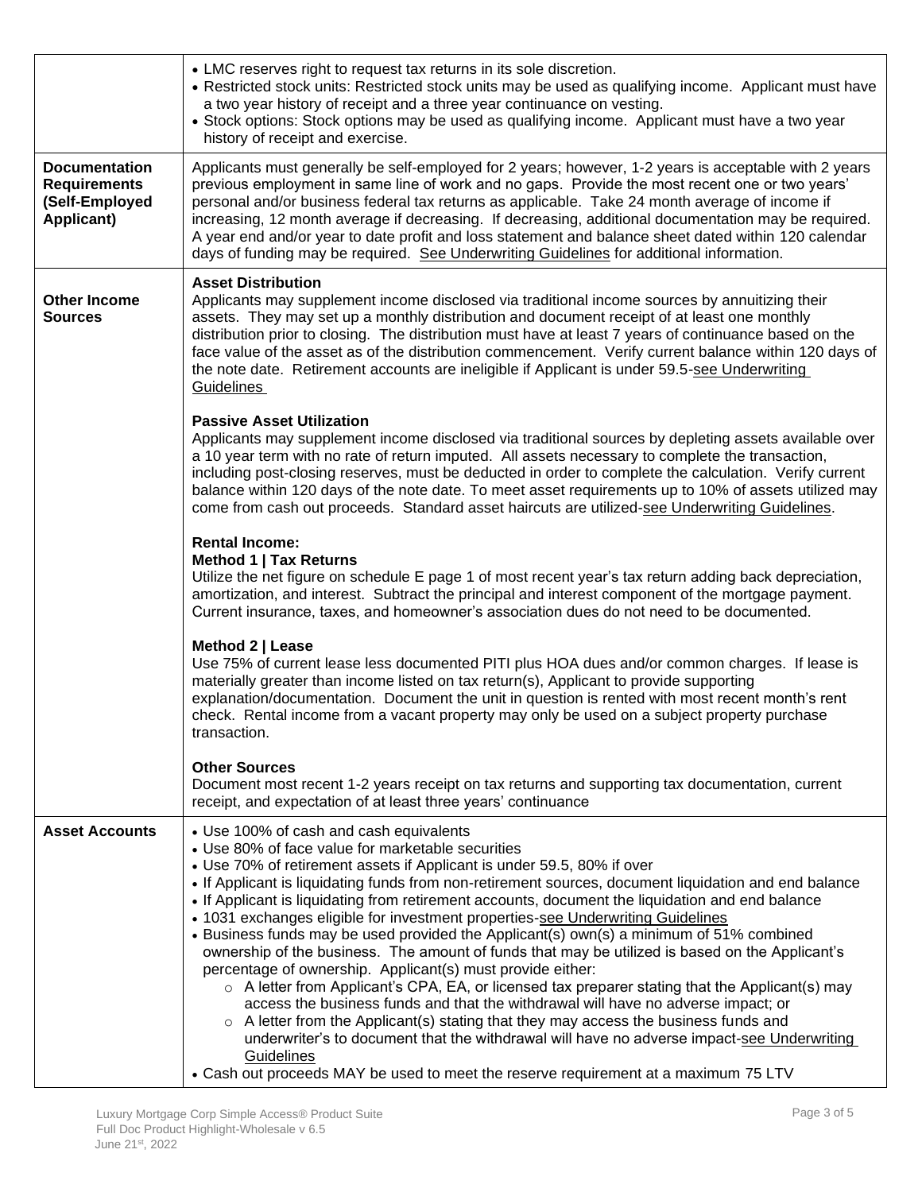| | |
|---|---|
| | • LMC reserves right to request tax returns in its sole discretion.<br>• Restricted stock units: Restricted stock units may be used as qualifying income. Applicant must have a two year history of receipt and a three year continuance on vesting.<br>• Stock options: Stock options may be used as qualifying income. Applicant must have a two year history of receipt and exercise. |
| **Documentation Requirements (Self-Employed Applicant)** | Applicants must generally be self-employed for 2 years; however, 1-2 years is acceptable with 2 years previous employment in same line of work and no gaps. Provide the most recent one or two years' personal and/or business federal tax returns as applicable. Take 24 month average of income if increasing, 12 month average if decreasing. If decreasing, additional documentation may be required. A year end and/or year to date profit and loss statement and balance sheet dated within 120 calendar days of funding may be required. See Underwriting Guidelines for additional information. |
| **Other Income Sources** | **Asset Distribution**<br>Applicants may supplement income disclosed via traditional income sources by annuitizing their assets. They may set up a monthly distribution and document receipt of at least one monthly distribution prior to closing. The distribution must have at least 7 years of continuance based on the face value of the asset as of the distribution commencement. Verify current balance within 120 days of the note date. Retirement accounts are ineligible if Applicant is under 59.5-see Underwriting Guidelines<br><br>**Passive Asset Utilization**<br>Applicants may supplement income disclosed via traditional sources by depleting assets available over a 10 year term with no rate of return imputed. All assets necessary to complete the transaction, including post-closing reserves, must be deducted in order to complete the calculation. Verify current balance within 120 days of the note date. To meet asset requirements up to 10% of assets utilized may come from cash out proceeds. Standard asset haircuts are utilized-see Underwriting Guidelines.<br><br>**Rental Income:**<br>**Method 1 \| Tax Returns**<br>Utilize the net figure on schedule E page 1 of most recent year's tax return adding back depreciation, amortization, and interest. Subtract the principal and interest component of the mortgage payment. Current insurance, taxes, and homeowner's association dues do not need to be documented.<br><br>**Method 2 \| Lease**<br>Use 75% of current lease less documented PITI plus HOA dues and/or common charges. If lease is materially greater than income listed on tax return(s), Applicant to provide supporting explanation/documentation. Document the unit in question is rented with most recent month's rent check. Rental income from a vacant property may only be used on a subject property purchase transaction.<br><br>**Other Sources**<br>Document most recent 1-2 years receipt on tax returns and supporting tax documentation, current receipt, and expectation of at least three years' continuance |
| **Asset Accounts** | • Use 100% of cash and cash equivalents<br>• Use 80% of face value for marketable securities<br>• Use 70% of retirement assets if Applicant is under 59.5, 80% if over<br>• If Applicant is liquidating funds from non-retirement sources, document liquidation and end balance<br>• If Applicant is liquidating from retirement accounts, document the liquidation and end balance<br>• 1031 exchanges eligible for investment properties-see Underwriting Guidelines<br>• Business funds may be used provided the Applicant(s) own(s) a minimum of 51% combined ownership of the business. The amount of funds that may be utilized is based on the Applicant's percentage of ownership. Applicant(s) must provide either:<br>&nbsp;&nbsp;&nbsp;○ A letter from Applicant's CPA, EA, or licensed tax preparer stating that the Applicant(s) may access the business funds and that the withdrawal will have no adverse impact; or<br>&nbsp;&nbsp;&nbsp;○ A letter from the Applicant(s) stating that they may access the business funds and underwriter's to document that the withdrawal will have no adverse impact-see Underwriting Guidelines<br>• Cash out proceeds MAY be used to meet the reserve requirement at a maximum 75 LTV |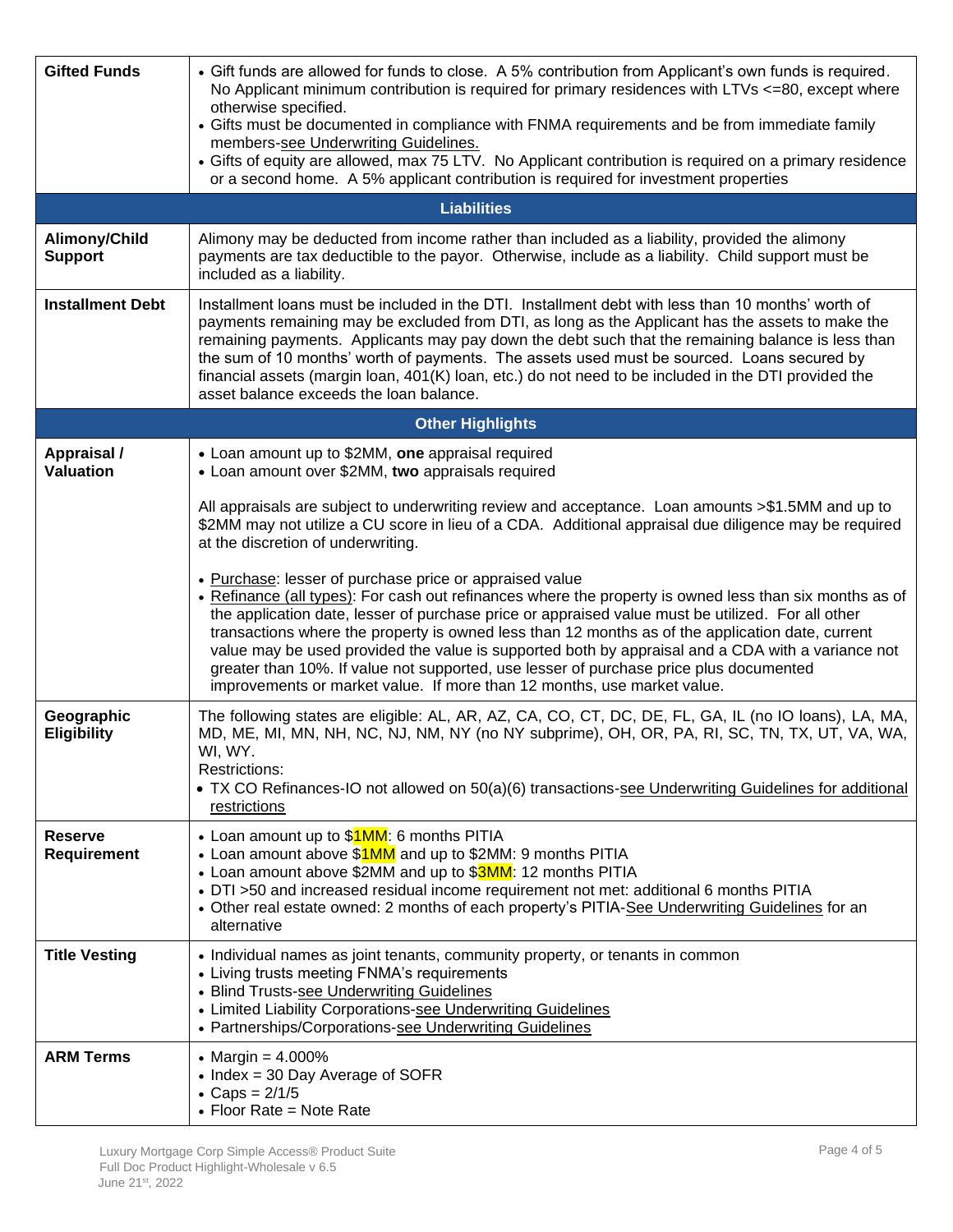| | |
|---|---|
| **Gifted Funds** | • Gift funds are allowed for funds to close. A 5% contribution from Applicant's own funds is required. No Applicant minimum contribution is required for primary residences with LTVs <=80, except where otherwise specified.<br>• Gifts must be documented in compliance with FNMA requirements and be from immediate family members-see Underwriting Guidelines.<br>• Gifts of equity are allowed, max 75 LTV. No Applicant contribution is required on a primary residence or a second home. A 5% applicant contribution is required for investment properties |
| **Liabilities** | |
| **Alimony/Child Support** | Alimony may be deducted from income rather than included as a liability, provided the alimony payments are tax deductible to the payor. Otherwise, include as a liability. Child support must be included as a liability. |
| **Installment Debt** | Installment loans must be included in the DTI. Installment debt with less than 10 months' worth of payments remaining may be excluded from DTI, as long as the Applicant has the assets to make the remaining payments. Applicants may pay down the debt such that the remaining balance is less than the sum of 10 months' worth of payments. The assets used must be sourced. Loans secured by financial assets (margin loan, 401(K) loan, etc.) do not need to be included in the DTI provided the asset balance exceeds the loan balance. |
| **Other Highlights** | |
| **Appraisal / Valuation** | • Loan amount up to $2MM, **one** appraisal required<br>• Loan amount over $2MM, **two** appraisals required<br><br>All appraisals are subject to underwriting review and acceptance. Loan amounts >$1.5MM and up to $2MM may not utilize a CU score in lieu of a CDA. Additional appraisal due diligence may be required at the discretion of underwriting.<br><br>• Purchase: lesser of purchase price or appraised value<br>• Refinance (all types): For cash out refinances where the property is owned less than six months as of the application date, lesser of purchase price or appraised value must be utilized. For all other transactions where the property is owned less than 12 months as of the application date, current value may be used provided the value is supported both by appraisal and a CDA with a variance not greater than 10%. If value not supported, use lesser of purchase price plus documented improvements or market value. If more than 12 months, use market value. |
| **Geographic Eligibility** | The following states are eligible: AL, AR, AZ, CA, CO, CT, DC, DE, FL, GA, IL (no IO loans), LA, MA, MD, ME, MI, MN, NH, NC, NJ, NM, NY (no NY subprime), OH, OR, PA, RI, SC, TN, TX, UT, VA, WA, WI, WY.<br>Restrictions:<br>• TX CO Refinances-IO not allowed on 50(a)(6) transactions-see Underwriting Guidelines for additional restrictions |
| **Reserve Requirement** | • Loan amount up to $1MM: 6 months PITIA<br>• Loan amount above $1MM and up to $2MM: 9 months PITIA<br>• Loan amount above $2MM and up to $3MM: 12 months PITIA<br>• DTI >50 and increased residual income requirement not met: additional 6 months PITIA<br>• Other real estate owned: 2 months of each property's PITIA-See Underwriting Guidelines for an alternative |
| **Title Vesting** | • Individual names as joint tenants, community property, or tenants in common<br>• Living trusts meeting FNMA's requirements<br>• Blind Trusts-see Underwriting Guidelines<br>• Limited Liability Corporations-see Underwriting Guidelines<br>• Partnerships/Corporations-see Underwriting Guidelines |
| **ARM Terms** | • Margin = 4.000%<br>• Index = 30 Day Average of SOFR<br>• Caps = 2/1/5<br>• Floor Rate = Note Rate |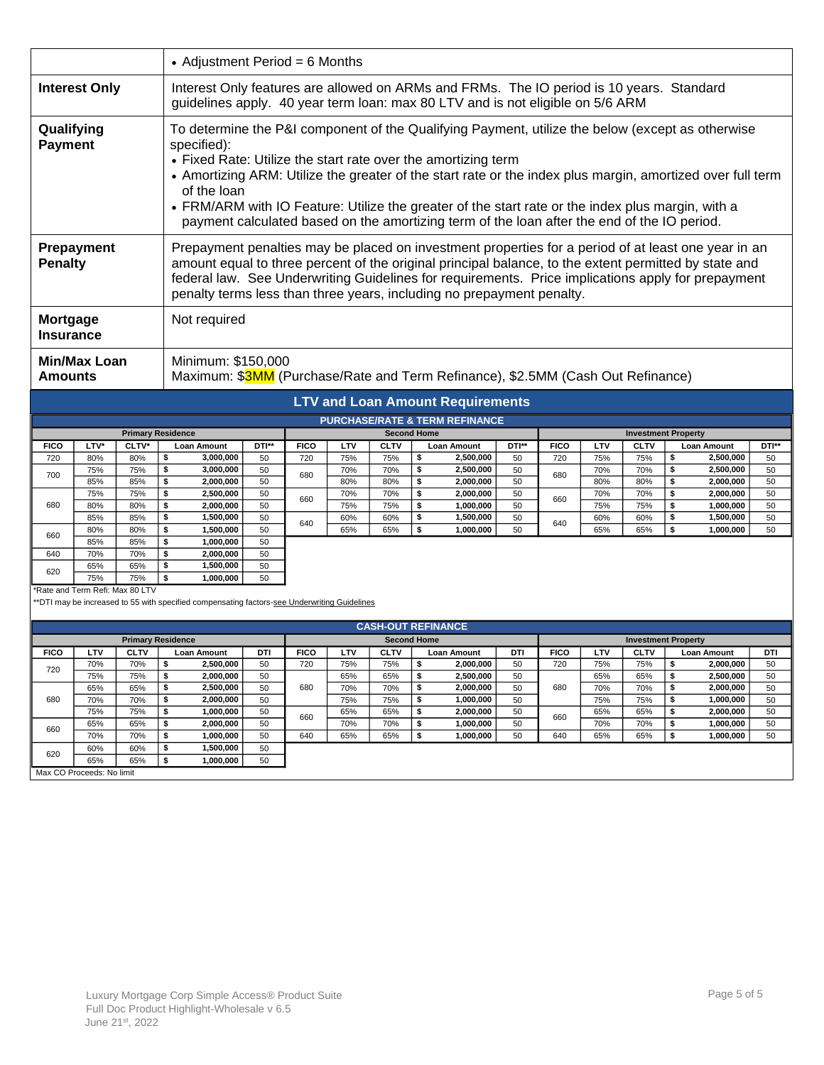| | |
|---|---|
| | • Adjustment Period = 6 Months |
| **Interest Only** | Interest Only features are allowed on ARMs and FRMs. The IO period is 10 years. Standard guidelines apply. 40 year term loan: max 80 LTV and is not eligible on 5/6 ARM |
| **Qualifying Payment** | To determine the P&I component of the Qualifying Payment, utilize the below (except as otherwise specified): • Fixed Rate: Utilize the start rate over the amortizing term • Amortizing ARM: Utilize the greater of the start rate or the index plus margin, amortized over full term of the loan • FRM/ARM with IO Feature: Utilize the greater of the start rate or the index plus margin, with a payment calculated based on the amortizing term of the loan after the end of the IO period. |
| **Prepayment Penalty** | Prepayment penalties may be placed on investment properties for a period of at least one year in an amount equal to three percent of the original principal balance, to the extent permitted by state and federal law. See Underwriting Guidelines for requirements. Price implications apply for prepayment penalty terms less than three years, including no prepayment penalty. |
| **Mortgage Insurance** | Not required |
| **Min/Max Loan Amounts** | Minimum: $150,000 Maximum: $3MM (Purchase/Rate and Term Refinance), $2.5MM (Cash Out Refinance) |

## LTV and Loan Amount Requirements

### PURCHASE/RATE & TERM REFINANCE

| Primary Residence | | | | | Second Home | | | | | Investment Property | | | | |
|---|---|---|---|---|---|---|---|---|---|---|---|---|---|---|
| FICO | LTV* | CLTV* | Loan Amount | DTI** | FICO | LTV | CLTV | Loan Amount | DTI** | FICO | LTV | CLTV | Loan Amount | DTI** |
| 720 | 80% | 80% | $ 3,000,000 | 50 | 720 | 75% | 75% | $ 2,500,000 | 50 | 720 | 75% | 75% | $ 2,500,000 | 50 |
| 700 | 75% | 75% | $ 3,000,000 | 50 | 680 | 70% | 70% | $ 2,500,000 | 50 | 680 | 70% | 70% | $ 2,500,000 | 50 |
| | 85% | 85% | $ 2,000,000 | 50 | | 80% | 80% | $ 2,000,000 | 50 | | 80% | 80% | $ 2,000,000 | 50 |
| 680 | 75% | 75% | $ 2,500,000 | 50 | 660 | 70% | 70% | $ 2,000,000 | 50 | 660 | 70% | 70% | $ 2,000,000 | 50 |
| | 80% | 80% | $ 2,000,000 | 50 | | 75% | 75% | $ 1,000,000 | 50 | | 75% | 75% | $ 1,000,000 | 50 |
| | 85% | 85% | $ 1,500,000 | 50 | 640 | 60% | 60% | $ 1,500,000 | 50 | 640 | 60% | 60% | $ 1,500,000 | 50 |
| 660 | 80% | 80% | $ 1,500,000 | 50 | | 65% | 65% | $ 1,000,000 | 50 | | 65% | 65% | $ 1,000,000 | 50 |
| | 85% | 85% | $ 1,000,000 | 50 | | | | | | | | | | |
| 640 | 70% | 70% | $ 2,000,000 | 50 | | | | | | | | | | |
| 620 | 65% | 65% | $ 1,500,000 | 50 | | | | | | | | | | |
| | 75% | 75% | $ 1,000,000 | 50 | | | | | | | | | | |

*Rate and Term Refi: Max 80 LTV

**DTI may be increased to 55 with specified compensating factors-see Underwriting Guidelines

### CASH-OUT REFINANCE

| Primary Residence | | | | | Second Home | | | | | Investment Property | | | | |
|---|---|---|---|---|---|---|---|---|---|---|---|---|---|---|
| FICO | LTV | CLTV | Loan Amount | DTI | FICO | LTV | CLTV | Loan Amount | DTI | FICO | LTV | CLTV | Loan Amount | DTI |
| 720 | 70% | 70% | $ 2,500,000 | 50 | 720 | 75% | 75% | $ 2,000,000 | 50 | 720 | 75% | 75% | $ 2,000,000 | 50 |
| | 75% | 75% | $ 2,000,000 | 50 | 680 | 65% | 65% | $ 2,500,000 | 50 | 680 | 65% | 65% | $ 2,500,000 | 50 |
| 680 | 65% | 65% | $ 2,500,000 | 50 | | 70% | 70% | $ 2,000,000 | 50 | | 70% | 70% | $ 2,000,000 | 50 |
| | 70% | 70% | $ 2,000,000 | 50 | | 75% | 75% | $ 1,000,000 | 50 | | 75% | 75% | $ 1,000,000 | 50 |
| | 75% | 75% | $ 1,000,000 | 50 | 660 | 65% | 65% | $ 2,000,000 | 50 | 660 | 65% | 65% | $ 2,000,000 | 50 |
| 660 | 65% | 65% | $ 2,000,000 | 50 | | 70% | 70% | $ 1,000,000 | 50 | | 70% | 70% | $ 1,000,000 | 50 |
| | 70% | 70% | $ 1,000,000 | 50 | 640 | 65% | 65% | $ 1,000,000 | 50 | 640 | 65% | 65% | $ 1,000,000 | 50 |
| 620 | 60% | 60% | $ 1,500,000 | 50 | | | | | | | | | | |
| | 65% | 65% | $ 1,000,000 | 50 | | | | | | | | | | |

Max CO Proceeds: No limit

Luxury Mortgage Corp Simple Access® Product Suite
Full Doc Product Highlight-Wholesale v 6.5
June 21st, 2022